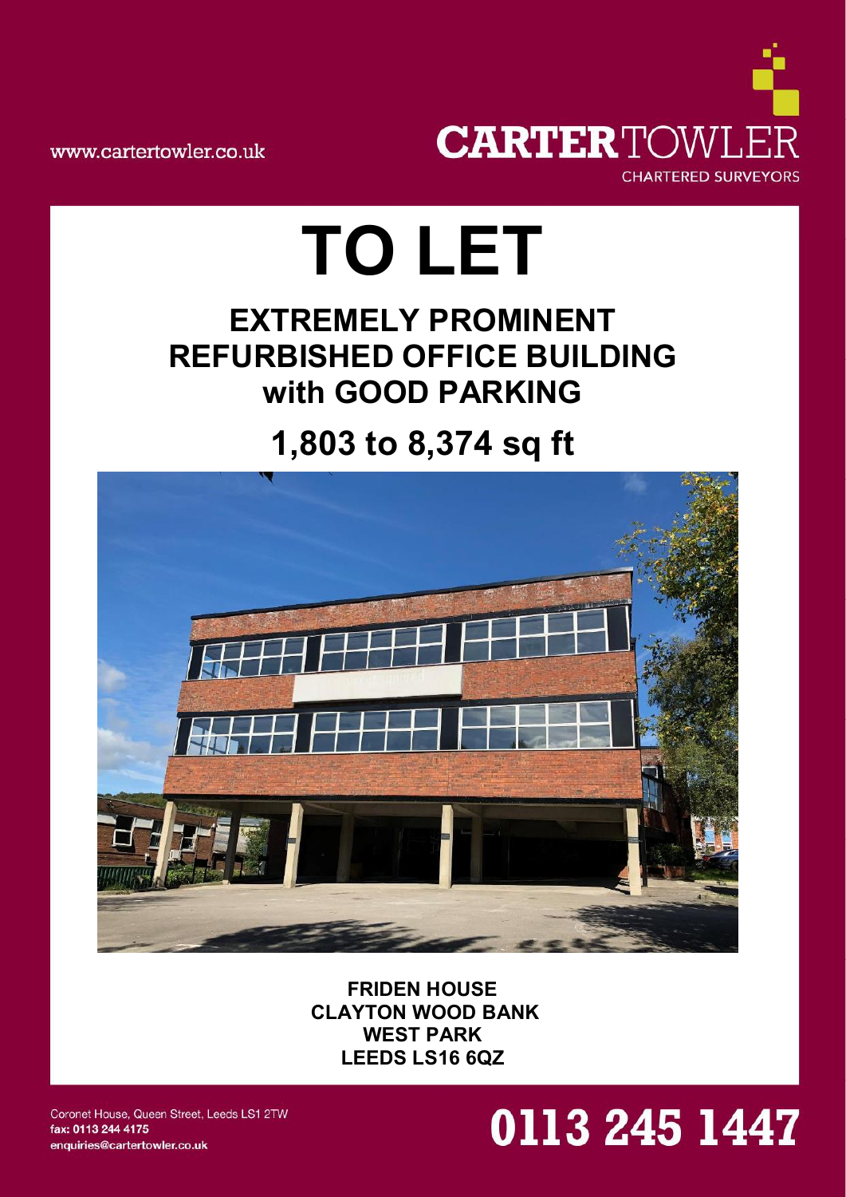www.cartertowler.co.uk

**CARTER TOWLER**
CHARTERED SURVEYORS

# TO LET

## EXTREMELY PROMINENT REFURBISHED OFFICE BUILDING with GOOD PARKING

## 1,803 to 8,374 sq ft

**FRIDEN HOUSE**
**CLAYTON WOOD BANK**
**WEST PARK**
**LEEDS LS16 6QZ**

Coronet House, Queen Street, Leeds LS1 2TW
fax: 0113 244 4175
enquiries@cartertowler.co.uk

**0113 245 1447**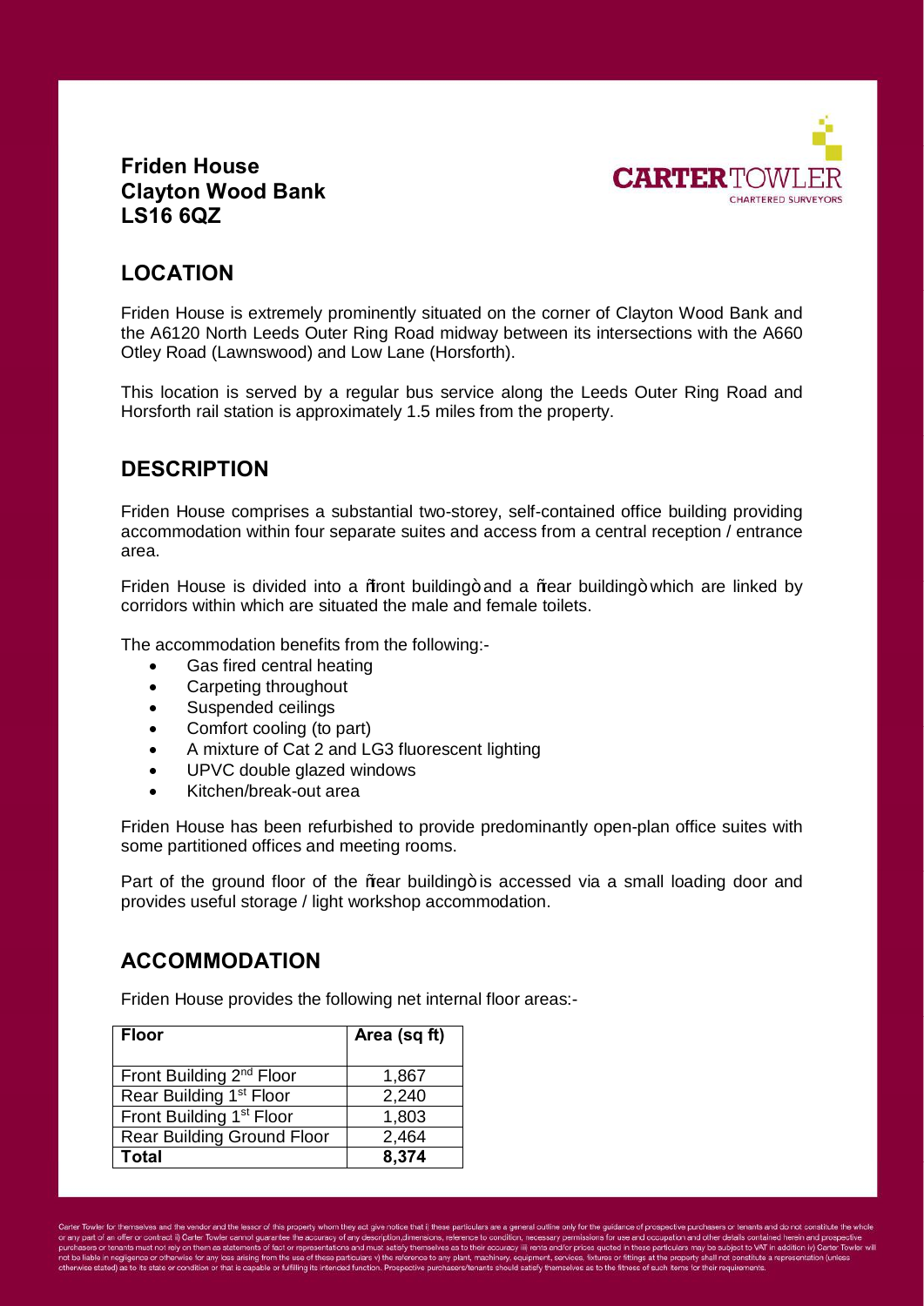# Friden House
# Clayton Wood Bank
# LS16 6QZ

## LOCATION

Friden House is extremely prominently situated on the corner of Clayton Wood Bank and the A6120 North Leeds Outer Ring Road midway between its intersections with the A660 Otley Road (Lawnswood) and Low Lane (Horsforth).

This location is served by a regular bus service along the Leeds Outer Ring Road and Horsforth rail station is approximately 1.5 miles from the property.

## DESCRIPTION

Friden House comprises a substantial two-storey, self-contained office building providing accommodation within four separate suites and access from a central reception / entrance area.

Friden House is divided into a ñfront buildingò and a ñrear buildingò which are linked by corridors within which are situated the male and female toilets.

The accommodation benefits from the following:-

- Gas fired central heating
- Carpeting throughout
- Suspended ceilings
- Comfort cooling (to part)
- A mixture of Cat 2 and LG3 fluorescent lighting
- UPVC double glazed windows
- Kitchen/break-out area

Friden House has been refurbished to provide predominantly open-plan office suites with some partitioned offices and meeting rooms.

Part of the ground floor of the ñrear buildingò is accessed via a small loading door and provides useful storage / light workshop accommodation.

## ACCOMMODATION

Friden House provides the following net internal floor areas:-

| Floor | Area (sq ft) |
|---|---|
| Front Building 2nd Floor | 1,867 |
| Rear Building 1st Floor | 2,240 |
| Front Building 1st Floor | 1,803 |
| Rear Building Ground Floor | 2,464 |
| **Total** | **8,374** |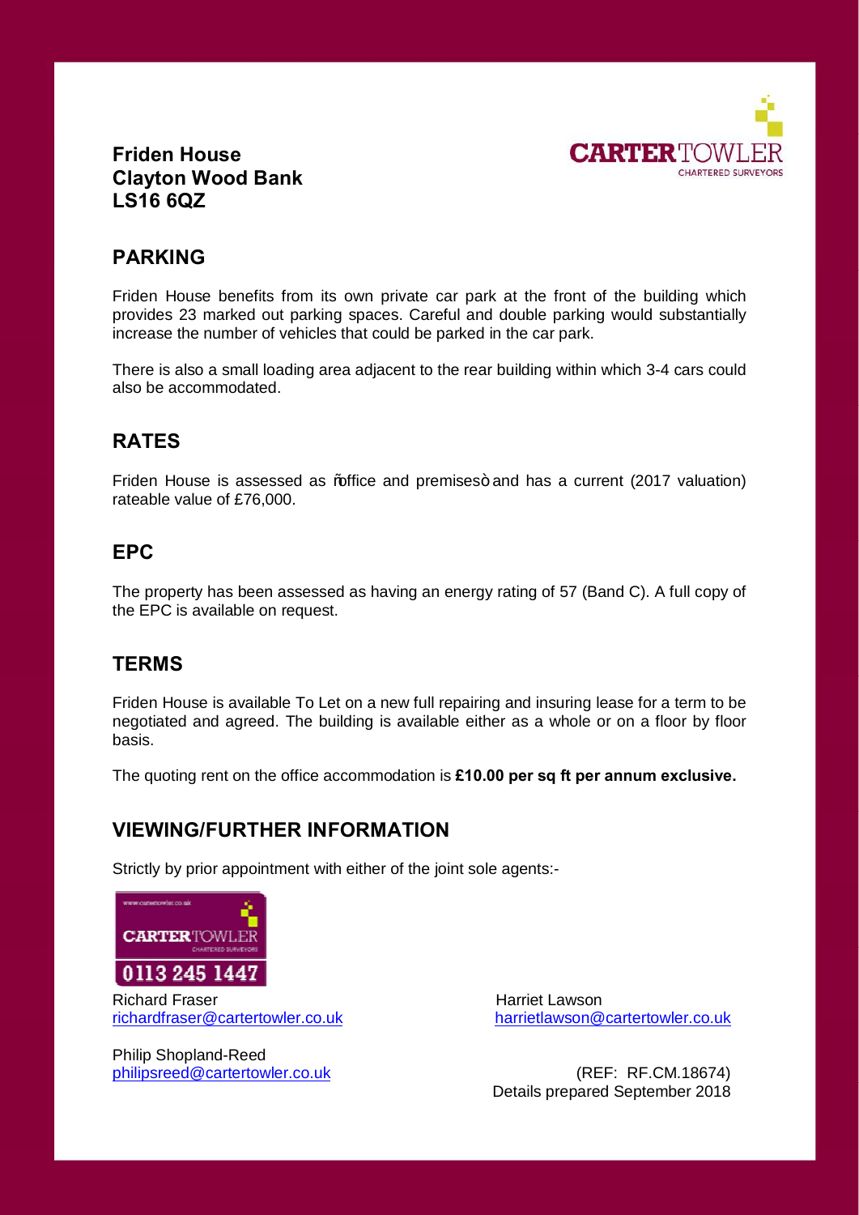**Friden House**
**Clayton Wood Bank**
**LS16 6QZ**

## PARKING

Friden House benefits from its own private car park at the front of the building which provides 23 marked out parking spaces. Careful and double parking would substantially increase the number of vehicles that could be parked in the car park.

There is also a small loading area adjacent to the rear building within which 3-4 cars could also be accommodated.

## RATES

Friden House is assessed as "office and premises" and has a current (2017 valuation) rateable value of £76,000.

## EPC

The property has been assessed as having an energy rating of 57 (Band C). A full copy of the EPC is available on request.

## TERMS

Friden House is available To Let on a new full repairing and insuring lease for a term to be negotiated and agreed. The building is available either as a whole or on a floor by floor basis.

The quoting rent on the office accommodation is **£10.00 per sq ft per annum exclusive.**

## VIEWING/FURTHER INFORMATION

Strictly by prior appointment with either of the joint sole agents:-

CARTER TOWLER CHARTERED SURVEYORS
0113 245 1447

Richard Fraser
richardfraser@cartertowler.co.uk

Harriet Lawson
harrietlawson@cartertowler.co.uk

Philip Shopland-Reed
philipsreed@cartertowler.co.uk

(REF: RF.CM.18674)
Details prepared September 2018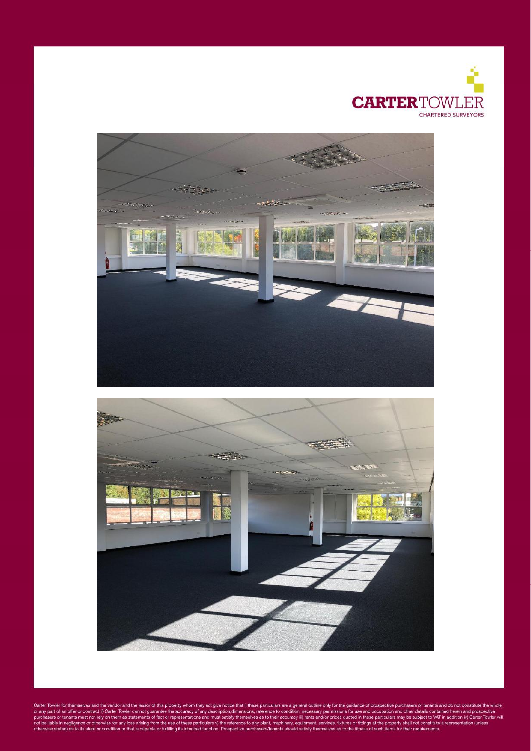**CARTER**TOWLER
CHARTERED SURVEYORS

Carter Towler for themselves and the vendor and the lessor of this property whom they act give notice that i) these particulars are a general outline only for the guidance of prospective purchasers or tenants and do not constitute the whole or any part of an offer or contract ii) Carter Towler cannot guarantee the accuracy of any description,dimensions, reference to condition, necessary permissions for use and occupation and other details contained herein and prospective purchasers or tenants must not rely on them as statements of fact or representations and must satisfy themselves as to their accuracy iii) rents and/or prices quoted in these particulars may be subject to VAT in addition iv) Carter Towler will not be liable in negligence or otherwise for any loss arising from the use of these particulars v) the reference to any plant, machinery, equipment, services, fixtures or fittings at the property shall not constitute a representation (unless otherwise stated) as to its state or condition or that is capable or fulfilling its intended function. Prospective purchasers/tenants should satisfy themselves as to the fitness of such items for their requirements.